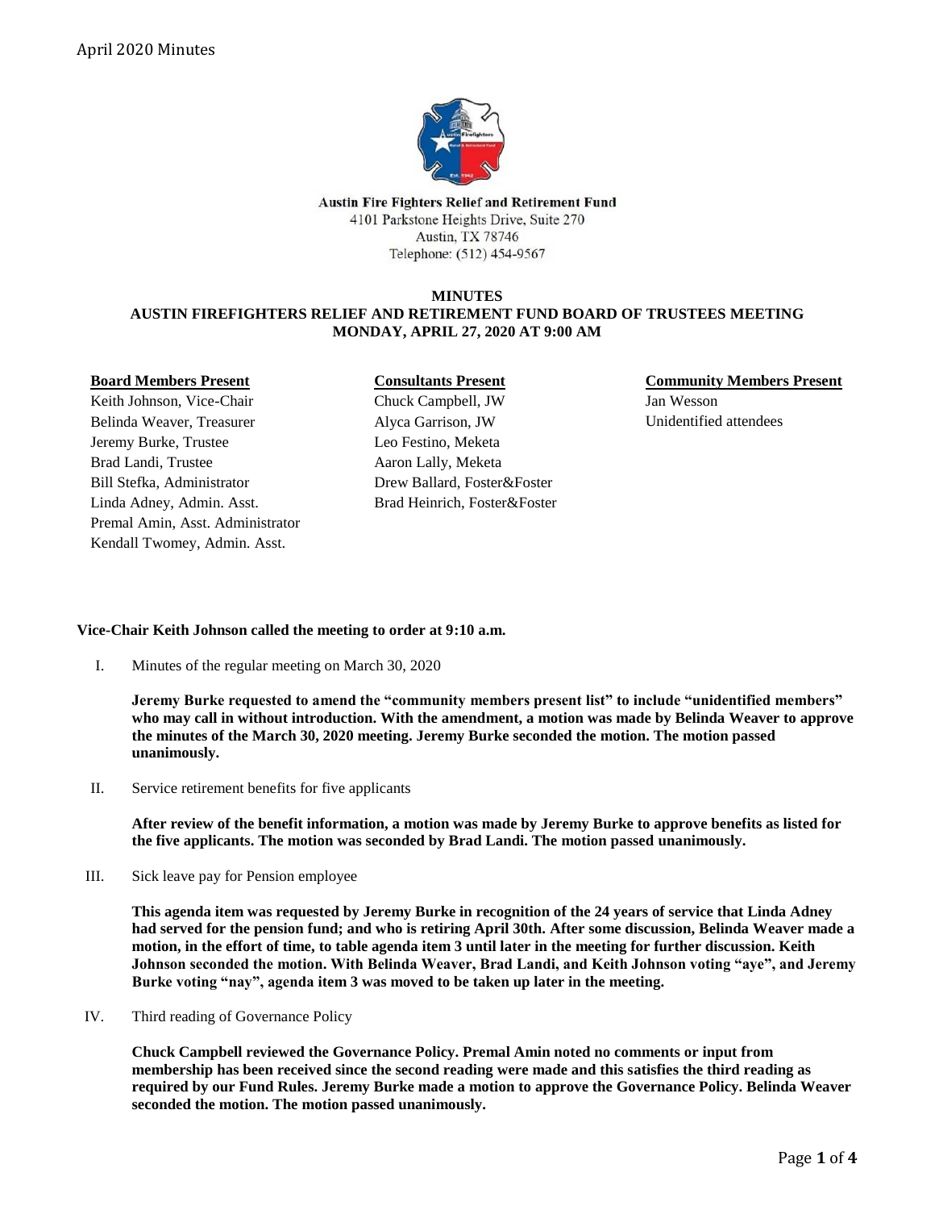Austin Fire Fighters Relief and Retirement Fund
4101 Parkstone Heights Drive, Suite 270
Austin, TX 78746
Telephone: (512) 454-9567

**MINUTES**
**AUSTIN FIREFIGHTERS RELIEF AND RETIREMENT FUND BOARD OF TRUSTEES MEETING**
**MONDAY, APRIL 27, 2020 AT 9:00 AM**

**Board Members Present**
Keith Johnson, Vice-Chair
Belinda Weaver, Treasurer
Jeremy Burke, Trustee
Brad Landi, Trustee
Bill Stefka, Administrator
Linda Adney, Admin. Asst.
Premal Amin, Asst. Administrator
Kendall Twomey, Admin. Asst.

**Consultants Present**
Chuck Campbell, JW
Alyca Garrison, JW
Leo Festino, Meketa
Aaron Lally, Meketa
Drew Ballard, Foster&Foster
Brad Heinrich, Foster&Foster

**Community Members Present**
Jan Wesson
Unidentified attendees

**Vice-Chair Keith Johnson called the meeting to order at 9:10 a.m.**

I. Minutes of the regular meeting on March 30, 2020

**Jeremy Burke requested to amend the "community members present list" to include "unidentified members" who may call in without introduction. With the amendment, a motion was made by Belinda Weaver to approve the minutes of the March 30, 2020 meeting. Jeremy Burke seconded the motion. The motion passed unanimously.**

II. Service retirement benefits for five applicants

**After review of the benefit information, a motion was made by Jeremy Burke to approve benefits as listed for the five applicants. The motion was seconded by Brad Landi. The motion passed unanimously.**

III. Sick leave pay for Pension employee

**This agenda item was requested by Jeremy Burke in recognition of the 24 years of service that Linda Adney had served for the pension fund; and who is retiring April 30th. After some discussion, Belinda Weaver made a motion, in the effort of time, to table agenda item 3 until later in the meeting for further discussion. Keith Johnson seconded the motion. With Belinda Weaver, Brad Landi, and Keith Johnson voting "aye", and Jeremy Burke voting "nay", agenda item 3 was moved to be taken up later in the meeting.**

IV. Third reading of Governance Policy

**Chuck Campbell reviewed the Governance Policy. Premal Amin noted no comments or input from membership has been received since the second reading were made and this satisfies the third reading as required by our Fund Rules. Jeremy Burke made a motion to approve the Governance Policy. Belinda Weaver seconded the motion. The motion passed unanimously.**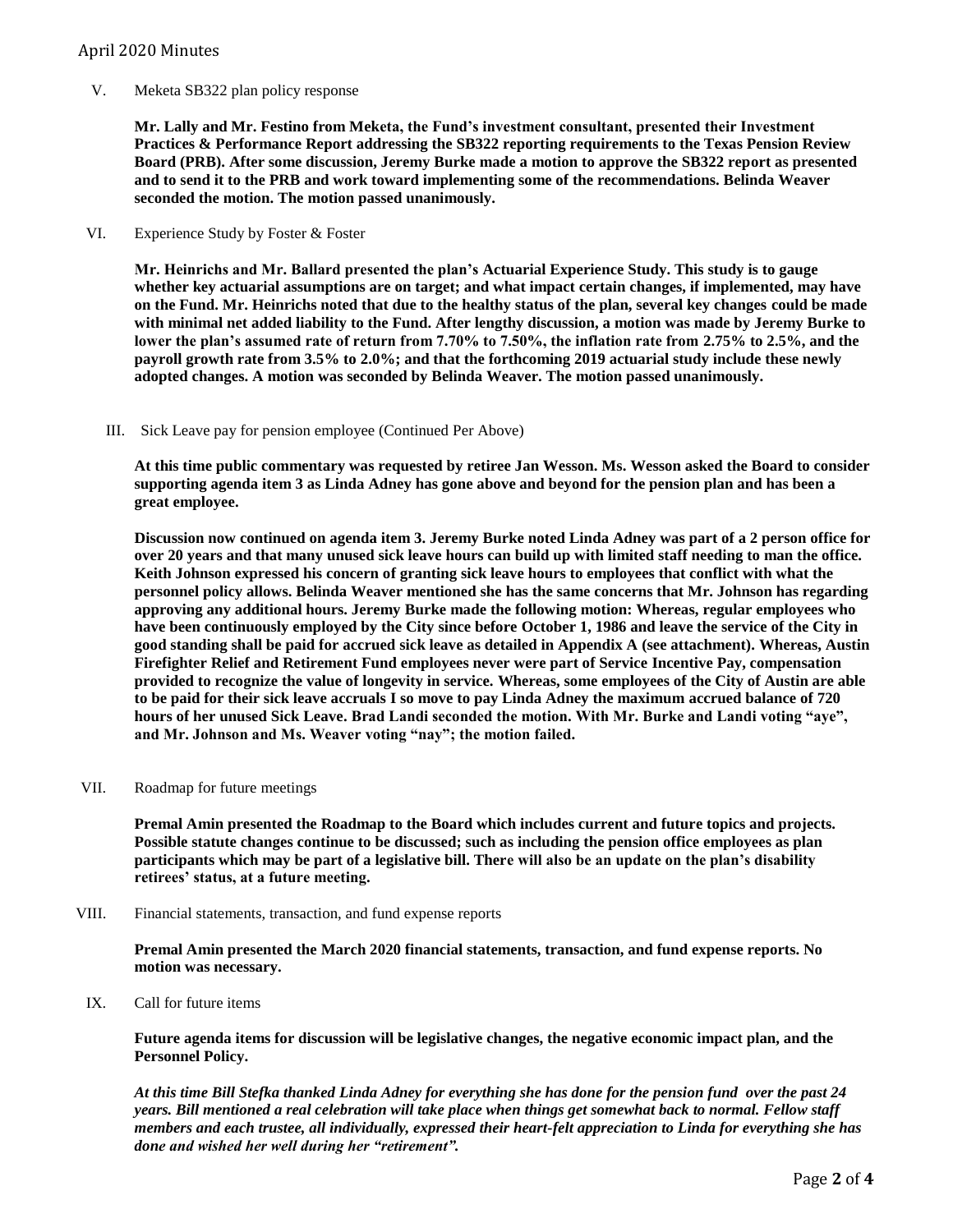V. Meketa SB322 plan policy response

**Mr. Lally and Mr. Festino from Meketa, the Fund's investment consultant, presented their Investment Practices & Performance Report addressing the SB322 reporting requirements to the Texas Pension Review Board (PRB). After some discussion, Jeremy Burke made a motion to approve the SB322 report as presented and to send it to the PRB and work toward implementing some of the recommendations. Belinda Weaver seconded the motion. The motion passed unanimously.**

VI. Experience Study by Foster & Foster

**Mr. Heinrichs and Mr. Ballard presented the plan's Actuarial Experience Study. This study is to gauge whether key actuarial assumptions are on target; and what impact certain changes, if implemented, may have on the Fund. Mr. Heinrichs noted that due to the healthy status of the plan, several key changes could be made with minimal net added liability to the Fund. After lengthy discussion, a motion was made by Jeremy Burke to lower the plan's assumed rate of return from 7.70% to 7.50%, the inflation rate from 2.75% to 2.5%, and the payroll growth rate from 3.5% to 2.0%; and that the forthcoming 2019 actuarial study include these newly adopted changes. A motion was seconded by Belinda Weaver. The motion passed unanimously.**

III. Sick Leave pay for pension employee (Continued Per Above)

**At this time public commentary was requested by retiree Jan Wesson. Ms. Wesson asked the Board to consider supporting agenda item 3 as Linda Adney has gone above and beyond for the pension plan and has been a great employee.**

**Discussion now continued on agenda item 3. Jeremy Burke noted Linda Adney was part of a 2 person office for over 20 years and that many unused sick leave hours can build up with limited staff needing to man the office. Keith Johnson expressed his concern of granting sick leave hours to employees that conflict with what the personnel policy allows. Belinda Weaver mentioned she has the same concerns that Mr. Johnson has regarding approving any additional hours. Jeremy Burke made the following motion: Whereas, regular employees who have been continuously employed by the City since before October 1, 1986 and leave the service of the City in good standing shall be paid for accrued sick leave as detailed in Appendix A (see attachment). Whereas, Austin Firefighter Relief and Retirement Fund employees never were part of Service Incentive Pay, compensation provided to recognize the value of longevity in service. Whereas, some employees of the City of Austin are able to be paid for their sick leave accruals I so move to pay Linda Adney the maximum accrued balance of 720 hours of her unused Sick Leave. Brad Landi seconded the motion. With Mr. Burke and Landi voting "aye", and Mr. Johnson and Ms. Weaver voting "nay"; the motion failed.**

VII. Roadmap for future meetings

**Premal Amin presented the Roadmap to the Board which includes current and future topics and projects. Possible statute changes continue to be discussed; such as including the pension office employees as plan participants which may be part of a legislative bill. There will also be an update on the plan's disability retirees' status, at a future meeting.**

VIII. Financial statements, transaction, and fund expense reports

**Premal Amin presented the March 2020 financial statements, transaction, and fund expense reports. No motion was necessary.**

IX. Call for future items

**Future agenda items for discussion will be legislative changes, the negative economic impact plan, and the Personnel Policy.**

***At this time Bill Stefka thanked Linda Adney for everything she has done for the pension fund over the past 24 years. Bill mentioned a real celebration will take place when things get somewhat back to normal. Fellow staff members and each trustee, all individually, expressed their heart-felt appreciation to Linda for everything she has done and wished her well during her "retirement".***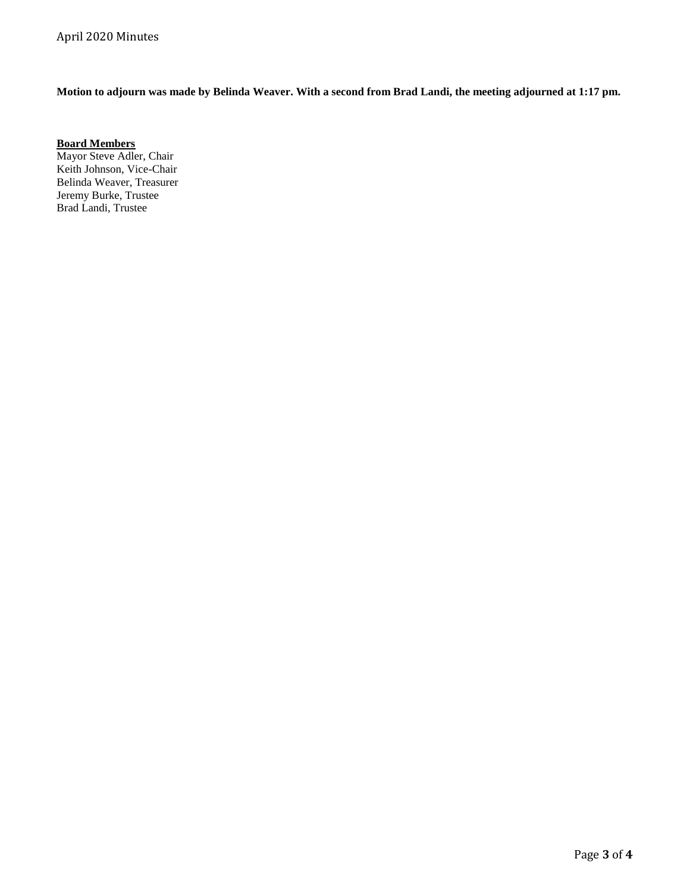**Motion to adjourn was made by Belinda Weaver. With a second from Brad Landi, the meeting adjourned at 1:17 pm.**

**Board Members**

Mayor Steve Adler, Chair
Keith Johnson, Vice-Chair
Belinda Weaver, Treasurer
Jeremy Burke, Trustee
Brad Landi, Trustee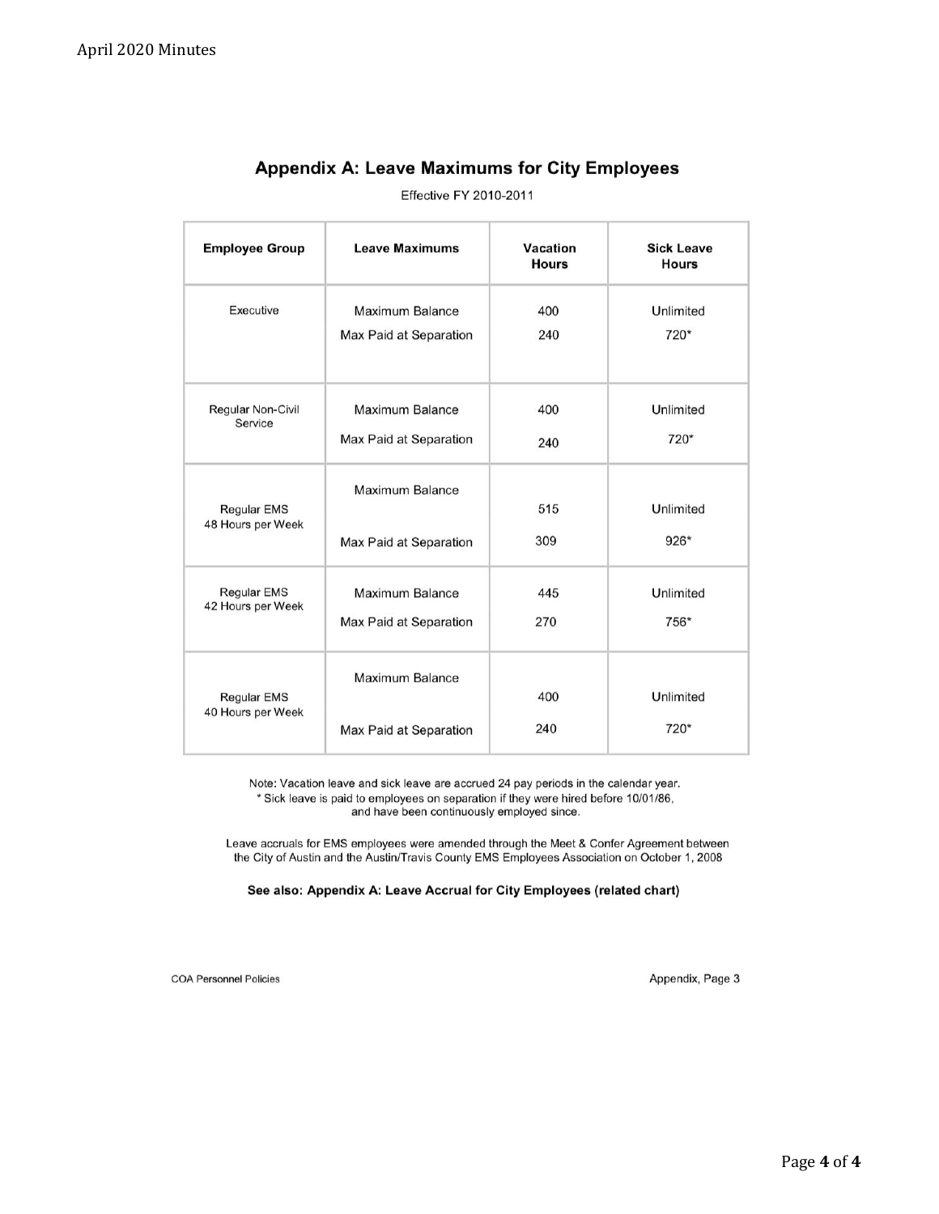## Appendix A: Leave Maximums for City Employees

Effective FY 2010-2011

| Employee Group | Leave Maximums | Vacation Hours | Sick Leave Hours |
|---|---|---|---|
| Executive | Maximum Balance | 400 | Unlimited |
| | Max Paid at Separation | 240 | 720* |
| Regular Non-Civil Service | Maximum Balance | 400 | Unlimited |
| | Max Paid at Separation | 240 | 720* |
| Regular EMS 48 Hours per Week | Maximum Balance | 515 | Unlimited |
| | Max Paid at Separation | 309 | 926* |
| Regular EMS 42 Hours per Week | Maximum Balance | 445 | Unlimited |
| | Max Paid at Separation | 270 | 756* |
| Regular EMS 40 Hours per Week | Maximum Balance | 400 | Unlimited |
| | Max Paid at Separation | 240 | 720* |

Note: Vacation leave and sick leave are accrued 24 pay periods in the calendar year.
* Sick leave is paid to employees on separation if they were hired before 10/01/86, and have been continuously employed since.

Leave accruals for EMS employees were amended through the Meet & Confer Agreement between the City of Austin and the Austin/Travis County EMS Employees Association on October 1, 2008

**See also: Appendix A: Leave Accrual for City Employees (related chart)**

COA Personnel Policies

Appendix, Page 3